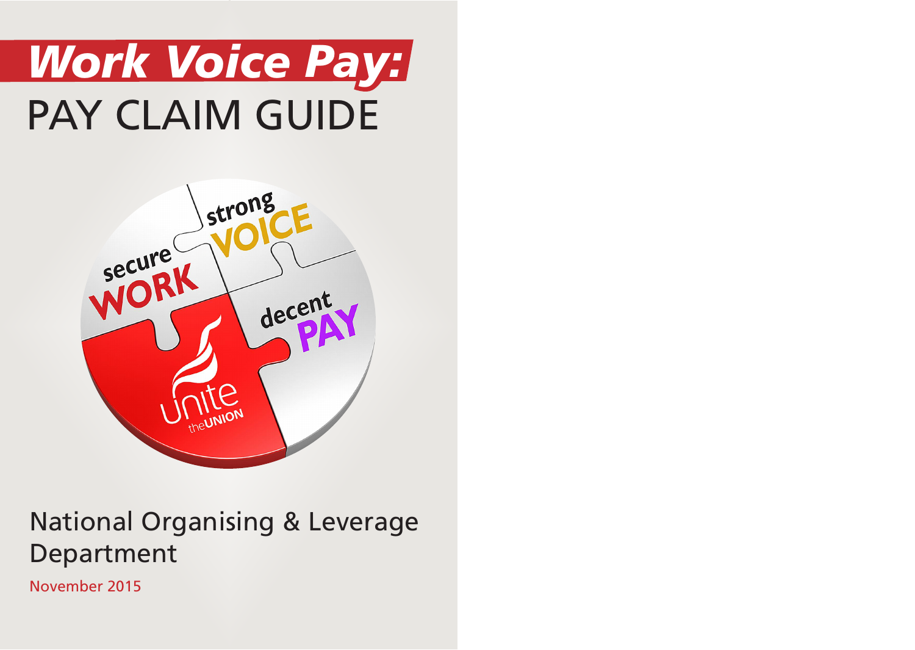# *Work Voice Pay:*
# PAY CLAIM GUIDE

secure WORK

strong VOICE

decent PAY

unite the UNION

National Organising & Leverage Department

November 2015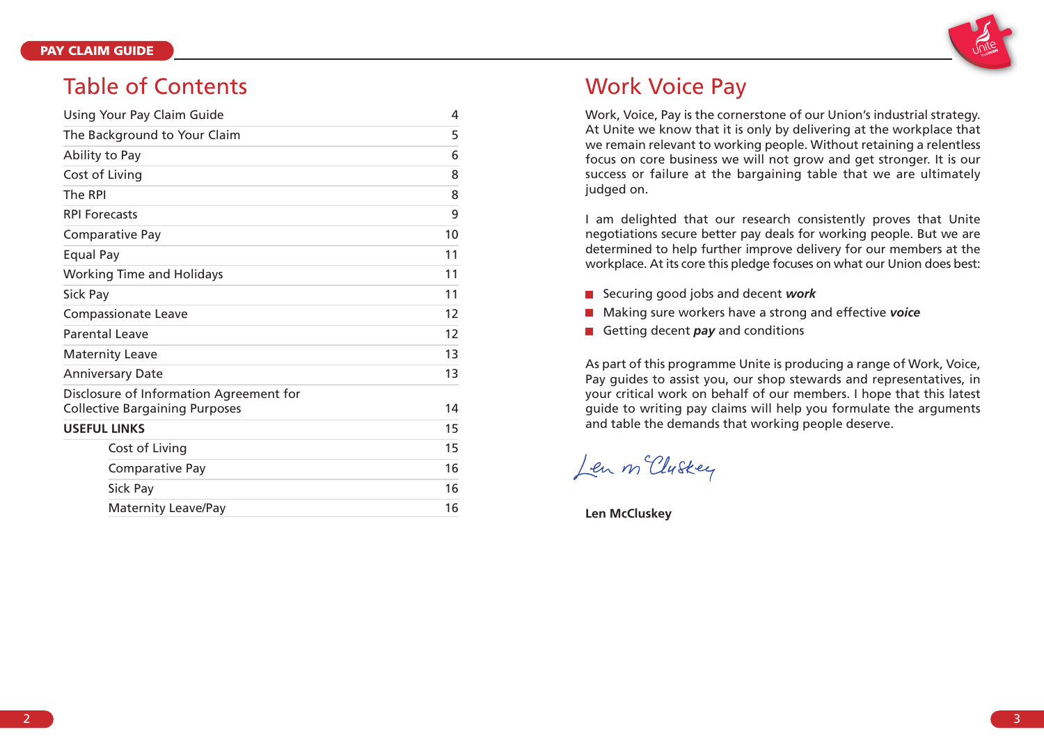# Table of Contents

| | |
|---|---|
| Using Your Pay Claim Guide | 4 |
| The Background to Your Claim | 5 |
| Ability to Pay | 6 |
| Cost of Living | 8 |
| The RPI | 8 |
| RPI Forecasts | 9 |
| Comparative Pay | 10 |
| Equal Pay | 11 |
| Working Time and Holidays | 11 |
| Sick Pay | 11 |
| Compassionate Leave | 12 |
| Parental Leave | 12 |
| Maternity Leave | 13 |
| Anniversary Date | 13 |
| Disclosure of Information Agreement for Collective Bargaining Purposes | 14 |
| **USEFUL LINKS** | 15 |
| Cost of Living | 15 |
| Comparative Pay | 16 |
| Sick Pay | 16 |
| Maternity Leave/Pay | 16 |

# Work Voice Pay

Work, Voice, Pay is the cornerstone of our Union's industrial strategy. At Unite we know that it is only by delivering at the workplace that we remain relevant to working people. Without retaining a relentless focus on core business we will not grow and get stronger. It is our success or failure at the bargaining table that we are ultimately judged on.

I am delighted that our research consistently proves that Unite negotiations secure better pay deals for working people. But we are determined to help further improve delivery for our members at the workplace. At its core this pledge focuses on what our Union does best:

- Securing good jobs and decent ***work***
- Making sure workers have a strong and effective ***voice***
- Getting decent ***pay*** and conditions

As part of this programme Unite is producing a range of Work, Voice, Pay guides to assist you, our shop stewards and representatives, in your critical work on behalf of our members. I hope that this latest guide to writing pay claims will help you formulate the arguments and table the demands that working people deserve.

*Len McCluskey*

**Len McCluskey**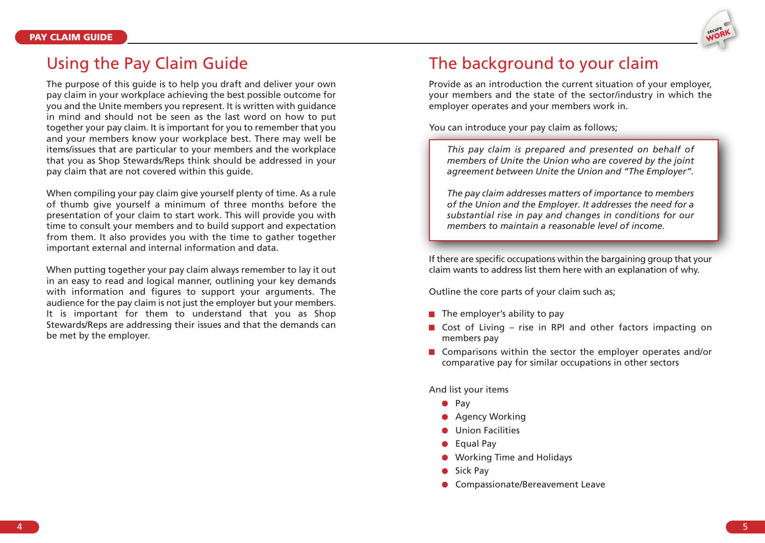# Using the Pay Claim Guide

The purpose of this guide is to help you draft and deliver your own pay claim in your workplace achieving the best possible outcome for you and the Unite members you represent. It is written with guidance in mind and should not be seen as the last word on how to put together your pay claim. It is important for you to remember that you and your members know your workplace best. There may well be items/issues that are particular to your members and the workplace that you as Shop Stewards/Reps think should be addressed in your pay claim that are not covered within this guide.

When compiling your pay claim give yourself plenty of time. As a rule of thumb give yourself a minimum of three months before the presentation of your claim to start work. This will provide you with time to consult your members and to build support and expectation from them. It also provides you with the time to gather together important external and internal information and data.

When putting together your pay claim always remember to lay it out in an easy to read and logical manner, outlining your key demands with information and figures to support your arguments. The audience for the pay claim is not just the employer but your members. It is important for them to understand that you as Shop Stewards/Reps are addressing their issues and that the demands can be met by the employer.

# The background to your claim

Provide as an introduction the current situation of your employer, your members and the state of the sector/industry in which the employer operates and your members work in.

You can introduce your pay claim as follows;

> *This pay claim is prepared and presented on behalf of members of Unite the Union who are covered by the joint agreement between Unite the Union and "The Employer".*
>
> *The pay claim addresses matters of importance to members of the Union and the Employer. It addresses the need for a substantial rise in pay and changes in conditions for our members to maintain a reasonable level of income.*

If there are specific occupations within the bargaining group that your claim wants to address list them here with an explanation of why.

Outline the core parts of your claim such as;

- The employer's ability to pay
- Cost of Living – rise in RPI and other factors impacting on members pay
- Comparisons within the sector the employer operates and/or comparative pay for similar occupations in other sectors

And list your items

- Pay
- Agency Working
- Union Facilities
- Equal Pay
- Working Time and Holidays
- Sick Pay
- Compassionate/Bereavement Leave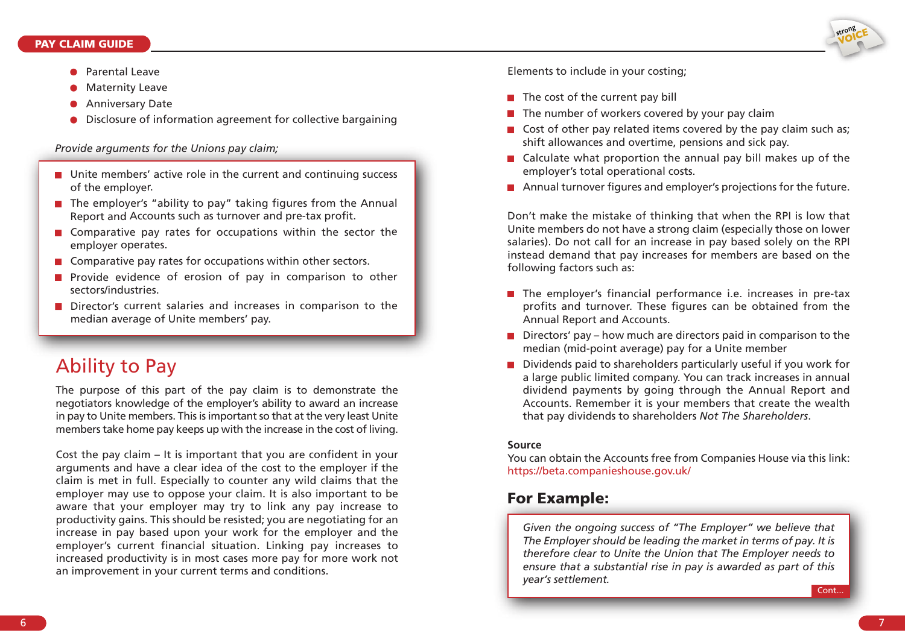- Parental Leave
- Maternity Leave
- Anniversary Date
- Disclosure of information agreement for collective bargaining

*Provide arguments for the Unions pay claim;*

- Unite members' active role in the current and continuing success of the employer.
- The employer's "ability to pay" taking figures from the Annual Report and Accounts such as turnover and pre-tax profit.
- Comparative pay rates for occupations within the sector the employer operates.
- Comparative pay rates for occupations within other sectors.
- Provide evidence of erosion of pay in comparison to other sectors/industries.
- Director's current salaries and increases in comparison to the median average of Unite members' pay.

## Ability to Pay

The purpose of this part of the pay claim is to demonstrate the negotiators knowledge of the employer's ability to award an increase in pay to Unite members. This is important so that at the very least Unite members take home pay keeps up with the increase in the cost of living.

Cost the pay claim – It is important that you are confident in your arguments and have a clear idea of the cost to the employer if the claim is met in full. Especially to counter any wild claims that the employer may use to oppose your claim. It is also important to be aware that your employer may try to link any pay increase to productivity gains. This should be resisted; you are negotiating for an increase in pay based upon your work for the employer and the employer's current financial situation. Linking pay increases to increased productivity is in most cases more pay for more work not an improvement in your current terms and conditions.

Elements to include in your costing;

- The cost of the current pay bill
- The number of workers covered by your pay claim
- Cost of other pay related items covered by the pay claim such as; shift allowances and overtime, pensions and sick pay.
- Calculate what proportion the annual pay bill makes up of the employer's total operational costs.
- Annual turnover figures and employer's projections for the future.

Don't make the mistake of thinking that when the RPI is low that Unite members do not have a strong claim (especially those on lower salaries). Do not call for an increase in pay based solely on the RPI instead demand that pay increases for members are based on the following factors such as:

- The employer's financial performance i.e. increases in pre-tax profits and turnover. These figures can be obtained from the Annual Report and Accounts.
- Directors' pay – how much are directors paid in comparison to the median (mid-point average) pay for a Unite member
- Dividends paid to shareholders particularly useful if you work for a large public limited company. You can track increases in annual dividend payments by going through the Annual Report and Accounts. Remember it is your members that create the wealth that pay dividends to shareholders *Not The Shareholders*.

**Source**
You can obtain the Accounts free from Companies House via this link: https://beta.companieshouse.gov.uk/

### For Example:

*Given the ongoing success of "The Employer" we believe that The Employer should be leading the market in terms of pay. It is therefore clear to Unite the Union that The Employer needs to ensure that a substantial rise in pay is awarded as part of this year's settlement.*

Cont...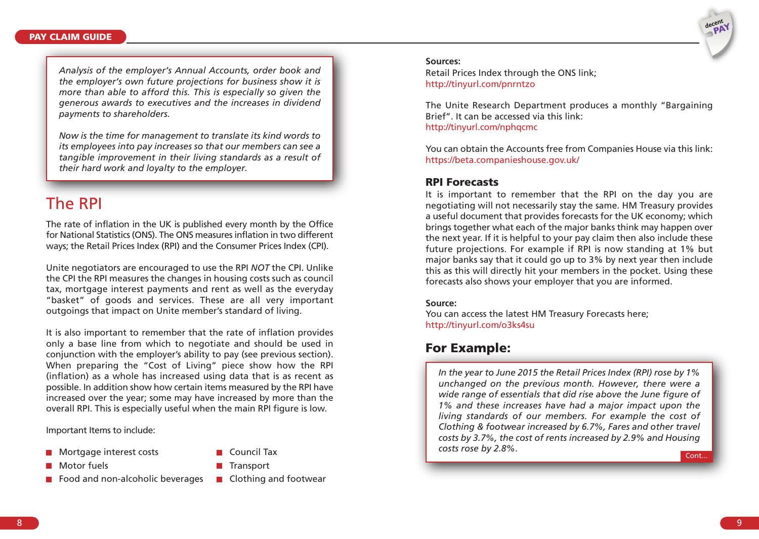*Analysis of the employer's Annual Accounts, order book and the employer's own future projections for business show it is more than able to afford this. This is especially so given the generous awards to executives and the increases in dividend payments to shareholders.*

*Now is the time for management to translate its kind words to its employees into pay increases so that our members can see a tangible improvement in their living standards as a result of their hard work and loyalty to the employer.*

## The RPI

The rate of inflation in the UK is published every month by the Office for National Statistics (ONS). The ONS measures inflation in two different ways; the Retail Prices Index (RPI) and the Consumer Prices Index (CPI).

Unite negotiators are encouraged to use the RPI *NOT* the CPI. Unlike the CPI the RPI measures the changes in housing costs such as council tax, mortgage interest payments and rent as well as the everyday "basket" of goods and services. These are all very important outgoings that impact on Unite member's standard of living.

It is also important to remember that the rate of inflation provides only a base line from which to negotiate and should be used in conjunction with the employer's ability to pay (see previous section). When preparing the "Cost of Living" piece show how the RPI (inflation) as a whole has increased using data that is as recent as possible. In addition show how certain items measured by the RPI have increased over the year; some may have increased by more than the overall RPI. This is especially useful when the main RPI figure is low.

Important Items to include:

- Mortgage interest costs
- Motor fuels
- Food and non-alcoholic beverages
- Council Tax
- Transport
- Clothing and footwear

**Sources:**
Retail Prices Index through the ONS link;
http://tinyurl.com/pnrntzo

The Unite Research Department produces a monthly "Bargaining Brief". It can be accessed via this link:
http://tinyurl.com/nphqcmc

You can obtain the Accounts free from Companies House via this link:
https://beta.companieshouse.gov.uk/

### RPI Forecasts

It is important to remember that the RPI on the day you are negotiating will not necessarily stay the same. HM Treasury provides a useful document that provides forecasts for the UK economy; which brings together what each of the major banks think may happen over the next year. If it is helpful to your pay claim then also include these future projections. For example if RPI is now standing at 1% but major banks say that it could go up to 3% by next year then include this as this will directly hit your members in the pocket. Using these forecasts also shows your employer that you are informed.

**Source:**
You can access the latest HM Treasury Forecasts here;
http://tinyurl.com/o3ks4su

### For Example:

*In the year to June 2015 the Retail Prices Index (RPI) rose by 1% unchanged on the previous month. However, there were a wide range of essentials that did rise above the June figure of 1% and these increases have had a major impact upon the living standards of our members. For example the cost of Clothing & footwear increased by 6.7%, Fares and other travel costs by 3.7%, the cost of rents increased by 2.9% and Housing costs rose by 2.8%.*

Cont...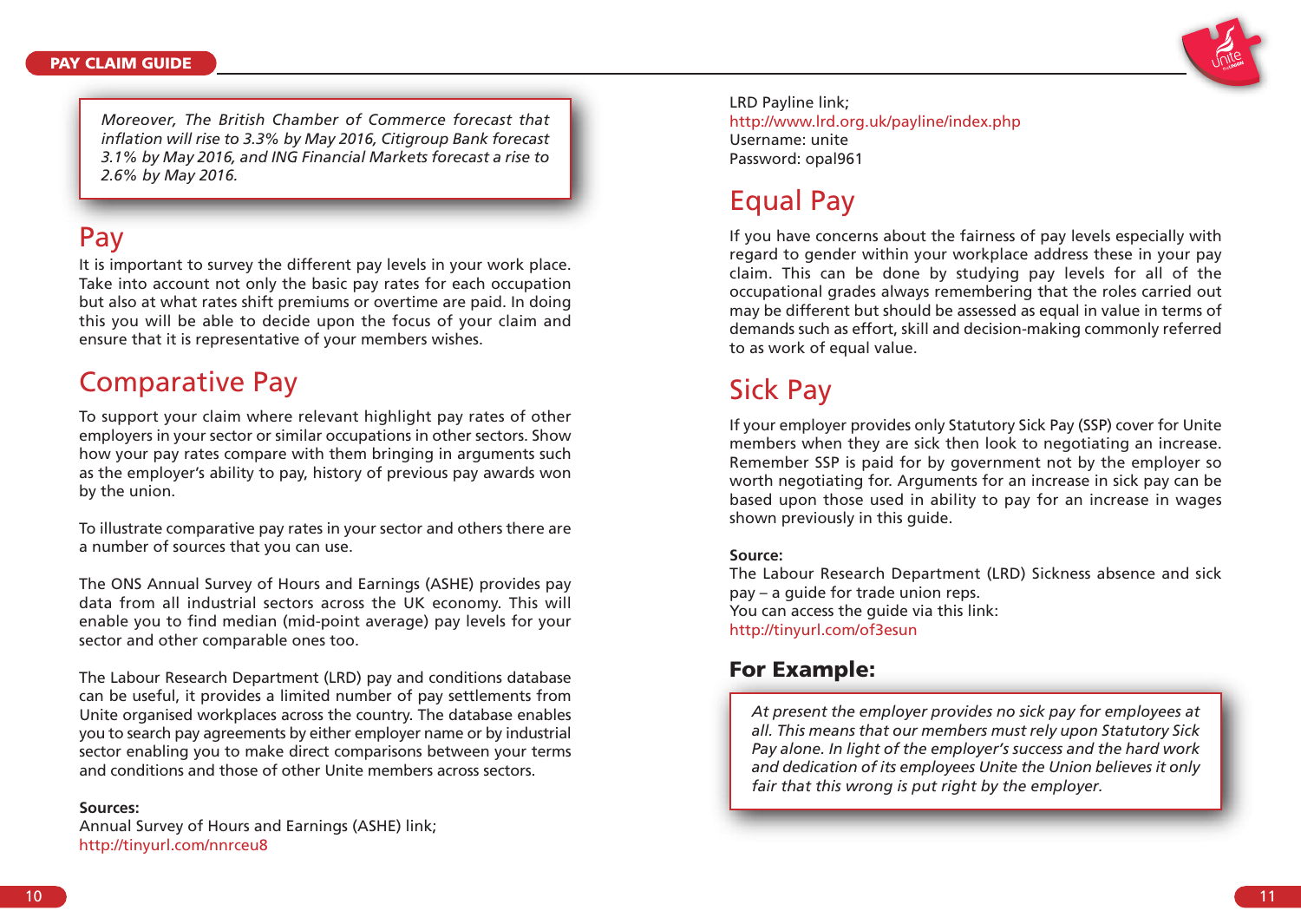*Moreover, The British Chamber of Commerce forecast that inflation will rise to 3.3% by May 2016, Citigroup Bank forecast 3.1% by May 2016, and ING Financial Markets forecast a rise to 2.6% by May 2016.*

## Pay

It is important to survey the different pay levels in your work place. Take into account not only the basic pay rates for each occupation but also at what rates shift premiums or overtime are paid. In doing this you will be able to decide upon the focus of your claim and ensure that it is representative of your members wishes.

## Comparative Pay

To support your claim where relevant highlight pay rates of other employers in your sector or similar occupations in other sectors. Show how your pay rates compare with them bringing in arguments such as the employer's ability to pay, history of previous pay awards won by the union.

To illustrate comparative pay rates in your sector and others there are a number of sources that you can use.

The ONS Annual Survey of Hours and Earnings (ASHE) provides pay data from all industrial sectors across the UK economy. This will enable you to find median (mid-point average) pay levels for your sector and other comparable ones too.

The Labour Research Department (LRD) pay and conditions database can be useful, it provides a limited number of pay settlements from Unite organised workplaces across the country. The database enables you to search pay agreements by either employer name or by industrial sector enabling you to make direct comparisons between your terms and conditions and those of other Unite members across sectors.

**Sources:**
Annual Survey of Hours and Earnings (ASHE) link;
http://tinyurl.com/nnrceu8

LRD Payline link;
http://www.lrd.org.uk/payline/index.php
Username: unite
Password: opal961

## Equal Pay

If you have concerns about the fairness of pay levels especially with regard to gender within your workplace address these in your pay claim. This can be done by studying pay levels for all of the occupational grades always remembering that the roles carried out may be different but should be assessed as equal in value in terms of demands such as effort, skill and decision-making commonly referred to as work of equal value.

## Sick Pay

If your employer provides only Statutory Sick Pay (SSP) cover for Unite members when they are sick then look to negotiating an increase. Remember SSP is paid for by government not by the employer so worth negotiating for. Arguments for an increase in sick pay can be based upon those used in ability to pay for an increase in wages shown previously in this guide.

**Source:**
The Labour Research Department (LRD) Sickness absence and sick pay – a guide for trade union reps.
You can access the guide via this link:
http://tinyurl.com/of3esun

### For Example:

*At present the employer provides no sick pay for employees at all. This means that our members must rely upon Statutory Sick Pay alone. In light of the employer's success and the hard work and dedication of its employees Unite the Union believes it only fair that this wrong is put right by the employer.*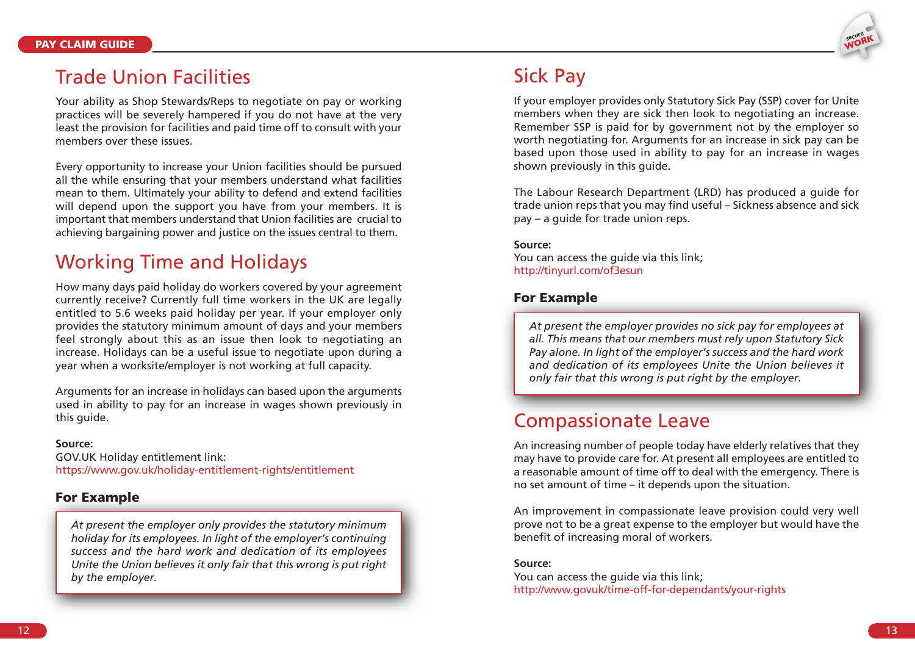## Trade Union Facilities

Your ability as Shop Stewards/Reps to negotiate on pay or working practices will be severely hampered if you do not have at the very least the provision for facilities and paid time off to consult with your members over these issues.

Every opportunity to increase your Union facilities should be pursued all the while ensuring that your members understand what facilities mean to them. Ultimately your ability to defend and extend facilities will depend upon the support you have from your members. It is important that members understand that Union facilities are crucial to achieving bargaining power and justice on the issues central to them.

## Working Time and Holidays

How many days paid holiday do workers covered by your agreement currently receive? Currently full time workers in the UK are legally entitled to 5.6 weeks paid holiday per year. If your employer only provides the statutory minimum amount of days and your members feel strongly about this as an issue then look to negotiating an increase. Holidays can be a useful issue to negotiate upon during a year when a worksite/employer is not working at full capacity.

Arguments for an increase in holidays can based upon the arguments used in ability to pay for an increase in wages shown previously in this guide.

**Source:**
GOV.UK Holiday entitlement link:
https://www.gov.uk/holiday-entitlement-rights/entitlement

### For Example

> *At present the employer only provides the statutory minimum holiday for its employees. In light of the employer's continuing success and the hard work and dedication of its employees Unite the Union believes it only fair that this wrong is put right by the employer.*

## Sick Pay

If your employer provides only Statutory Sick Pay (SSP) cover for Unite members when they are sick then look to negotiating an increase. Remember SSP is paid for by government not by the employer so worth negotiating for. Arguments for an increase in sick pay can be based upon those used in ability to pay for an increase in wages shown previously in this guide.

The Labour Research Department (LRD) has produced a guide for trade union reps that you may find useful – Sickness absence and sick pay – a guide for trade union reps.

**Source:**
You can access the guide via this link;
http://tinyurl.com/of3esun

### For Example

> *At present the employer provides no sick pay for employees at all. This means that our members must rely upon Statutory Sick Pay alone. In light of the employer's success and the hard work and dedication of its employees Unite the Union believes it only fair that this wrong is put right by the employer.*

## Compassionate Leave

An increasing number of people today have elderly relatives that they may have to provide care for. At present all employees are entitled to a reasonable amount of time off to deal with the emergency. There is no set amount of time – it depends upon the situation.

An improvement in compassionate leave provision could very well prove not to be a great expense to the employer but would have the benefit of increasing moral of workers.

**Source:**
You can access the guide via this link;
http://www.govuk/time-off-for-dependants/your-rights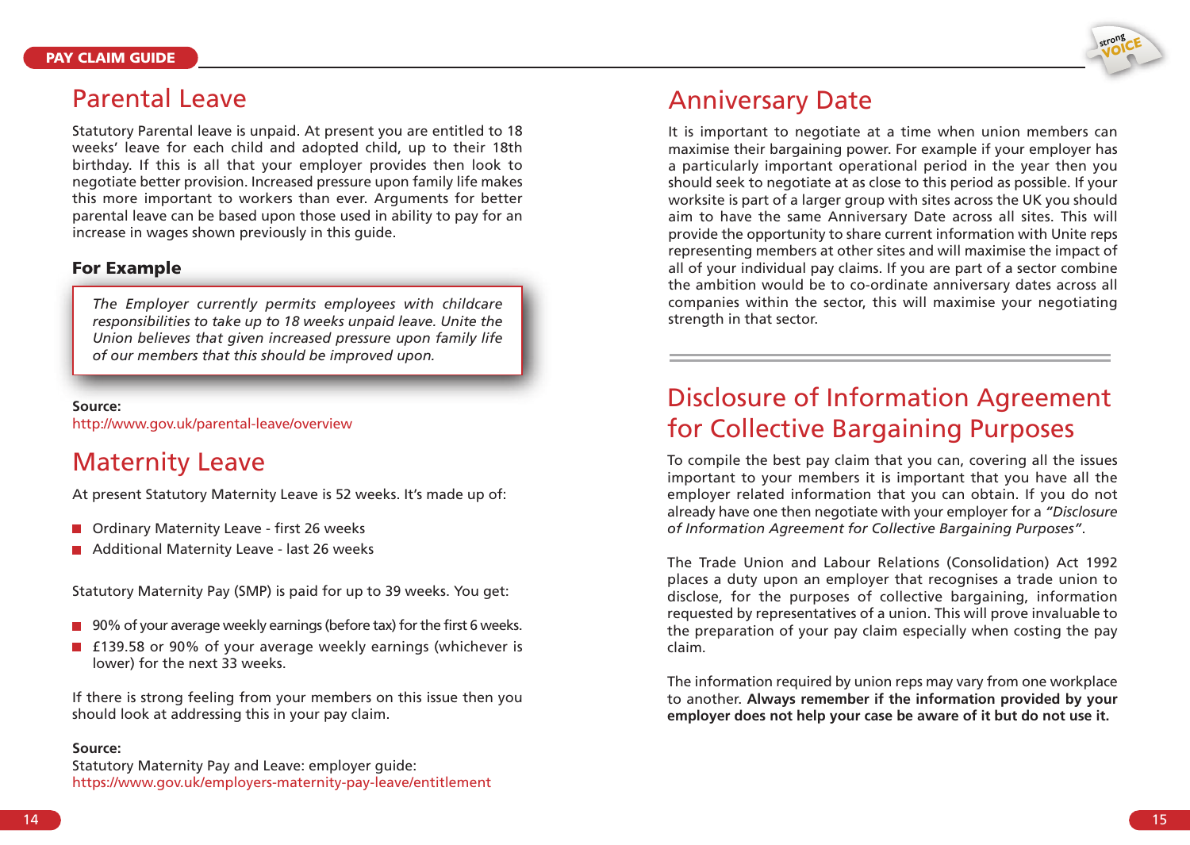## Parental Leave

Statutory Parental leave is unpaid. At present you are entitled to 18 weeks' leave for each child and adopted child, up to their 18th birthday. If this is all that your employer provides then look to negotiate better provision. Increased pressure upon family life makes this more important to workers than ever. Arguments for better parental leave can be based upon those used in ability to pay for an increase in wages shown previously in this guide.

### For Example

*The Employer currently permits employees with childcare responsibilities to take up to 18 weeks unpaid leave. Unite the Union believes that given increased pressure upon family life of our members that this should be improved upon.*

**Source:**
http://www.gov.uk/parental-leave/overview

## Maternity Leave

At present Statutory Maternity Leave is 52 weeks. It's made up of:

- Ordinary Maternity Leave - first 26 weeks
- Additional Maternity Leave - last 26 weeks

Statutory Maternity Pay (SMP) is paid for up to 39 weeks. You get:

- 90% of your average weekly earnings (before tax) for the first 6 weeks.
- £139.58 or 90% of your average weekly earnings (whichever is lower) for the next 33 weeks.

If there is strong feeling from your members on this issue then you should look at addressing this in your pay claim.

**Source:**
Statutory Maternity Pay and Leave: employer guide:
https://www.gov.uk/employers-maternity-pay-leave/entitlement

## Anniversary Date

It is important to negotiate at a time when union members can maximise their bargaining power. For example if your employer has a particularly important operational period in the year then you should seek to negotiate at as close to this period as possible. If your worksite is part of a larger group with sites across the UK you should aim to have the same Anniversary Date across all sites. This will provide the opportunity to share current information with Unite reps representing members at other sites and will maximise the impact of all of your individual pay claims. If you are part of a sector combine the ambition would be to co-ordinate anniversary dates across all companies within the sector, this will maximise your negotiating strength in that sector.

## Disclosure of Information Agreement for Collective Bargaining Purposes

To compile the best pay claim that you can, covering all the issues important to your members it is important that you have all the employer related information that you can obtain. If you do not already have one then negotiate with your employer for a *"Disclosure of Information Agreement for Collective Bargaining Purposes"*.

The Trade Union and Labour Relations (Consolidation) Act 1992 places a duty upon an employer that recognises a trade union to disclose, for the purposes of collective bargaining, information requested by representatives of a union. This will prove invaluable to the preparation of your pay claim especially when costing the pay claim.

The information required by union reps may vary from one workplace to another. **Always remember if the information provided by your employer does not help your case be aware of it but do not use it.**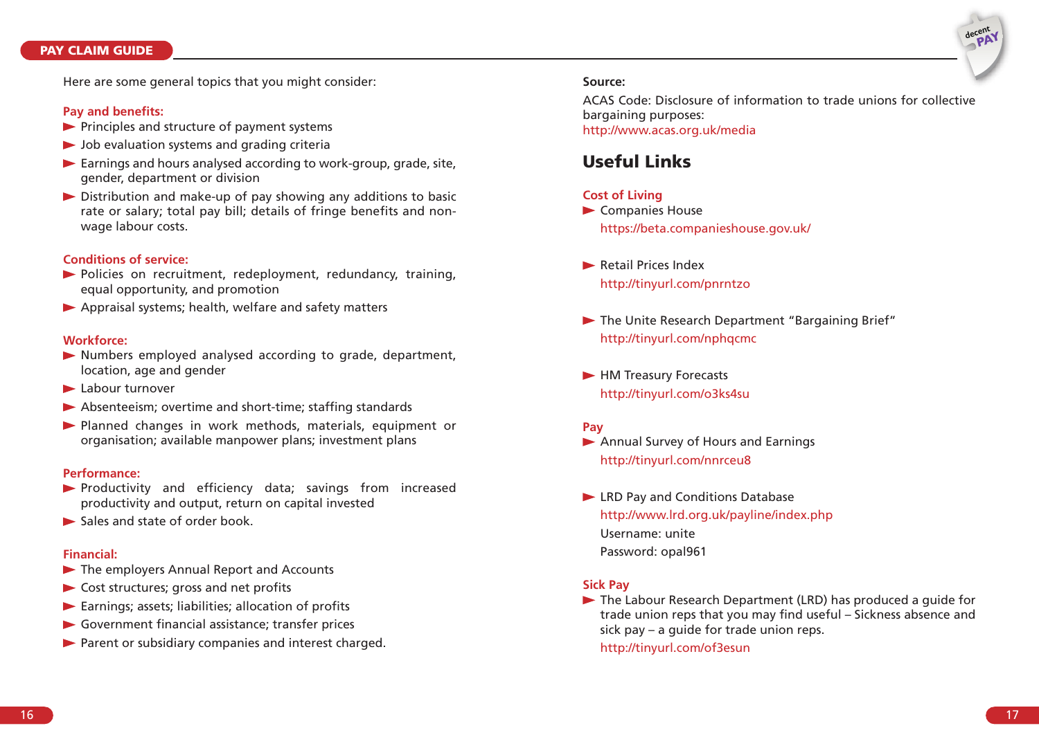Here are some general topics that you might consider:

**Pay and benefits:**

- Principles and structure of payment systems
- Job evaluation systems and grading criteria
- Earnings and hours analysed according to work-group, grade, site, gender, department or division
- Distribution and make-up of pay showing any additions to basic rate or salary; total pay bill; details of fringe benefits and non-wage labour costs.

**Conditions of service:**

- Policies on recruitment, redeployment, redundancy, training, equal opportunity, and promotion
- Appraisal systems; health, welfare and safety matters

**Workforce:**

- Numbers employed analysed according to grade, department, location, age and gender
- Labour turnover
- Absenteeism; overtime and short-time; staffing standards
- Planned changes in work methods, materials, equipment or organisation; available manpower plans; investment plans

**Performance:**

- Productivity and efficiency data; savings from increased productivity and output, return on capital invested
- Sales and state of order book.

**Financial:**

- The employers Annual Report and Accounts
- Cost structures; gross and net profits
- Earnings; assets; liabilities; allocation of profits
- Government financial assistance; transfer prices
- Parent or subsidiary companies and interest charged.

**Source:**

ACAS Code: Disclosure of information to trade unions for collective bargaining purposes:
http://www.acas.org.uk/media

## Useful Links

**Cost of Living**

- Companies House
  https://beta.companieshouse.gov.uk/
- Retail Prices Index
  http://tinyurl.com/pnrntzo
- The Unite Research Department "Bargaining Brief"
  http://tinyurl.com/nphqcmc
- HM Treasury Forecasts
  http://tinyurl.com/o3ks4su

**Pay**

- Annual Survey of Hours and Earnings
  http://tinyurl.com/nnrceu8
- LRD Pay and Conditions Database
  http://www.lrd.org.uk/payline/index.php
  Username: unite
  Password: opal961

**Sick Pay**

- The Labour Research Department (LRD) has produced a guide for trade union reps that you may find useful – Sickness absence and sick pay – a guide for trade union reps.
  http://tinyurl.com/of3esun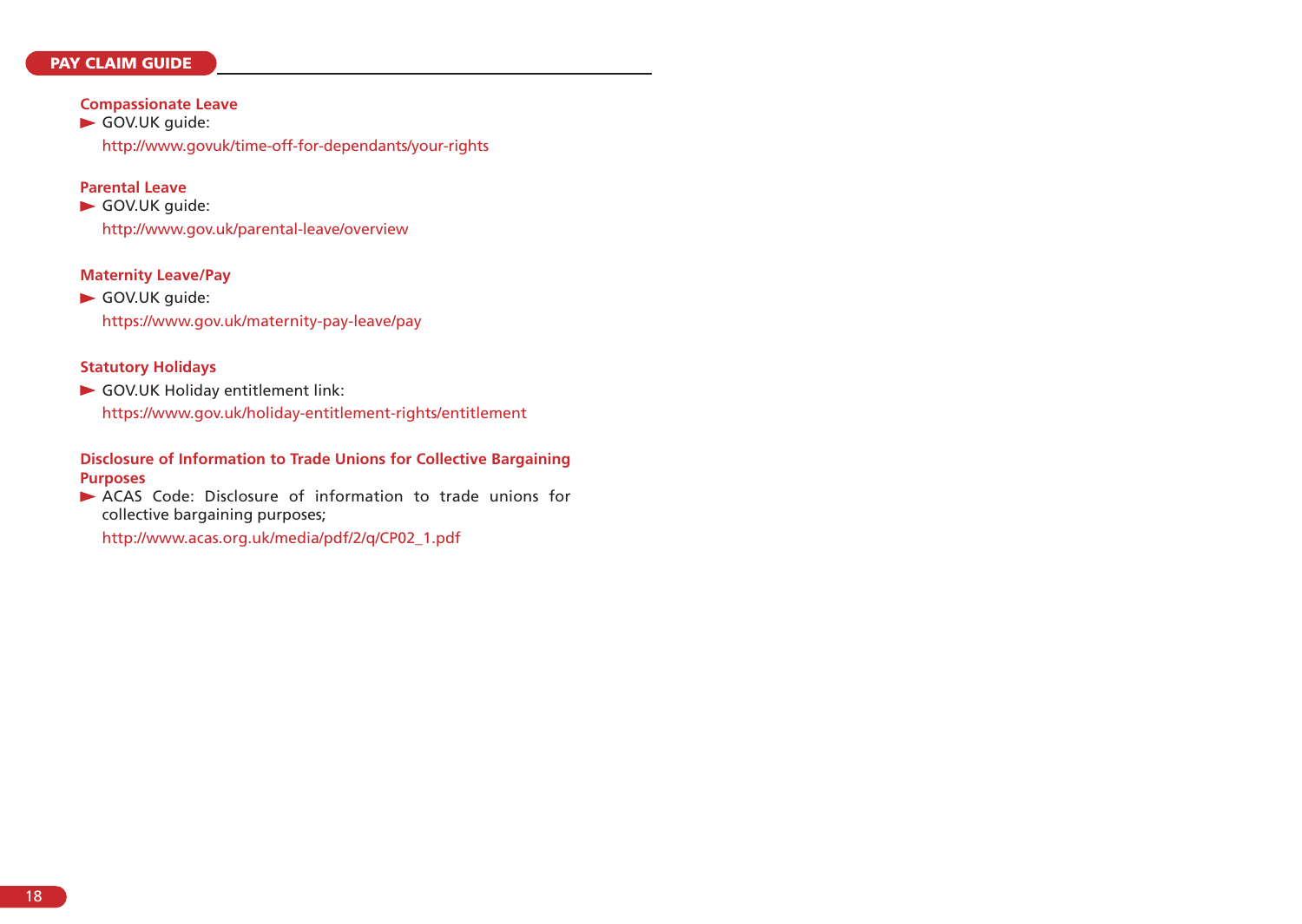### Compassionate Leave

- GOV.UK guide:

  http://www.govuk/time-off-for-dependants/your-rights

### Parental Leave

- GOV.UK guide:

  http://www.gov.uk/parental-leave/overview

### Maternity Leave/Pay

- GOV.UK guide:

  https://www.gov.uk/maternity-pay-leave/pay

### Statutory Holidays

- GOV.UK Holiday entitlement link:

  https://www.gov.uk/holiday-entitlement-rights/entitlement

### Disclosure of Information to Trade Unions for Collective Bargaining Purposes

- ACAS Code: Disclosure of information to trade unions for collective bargaining purposes;

  http://www.acas.org.uk/media/pdf/2/q/CP02_1.pdf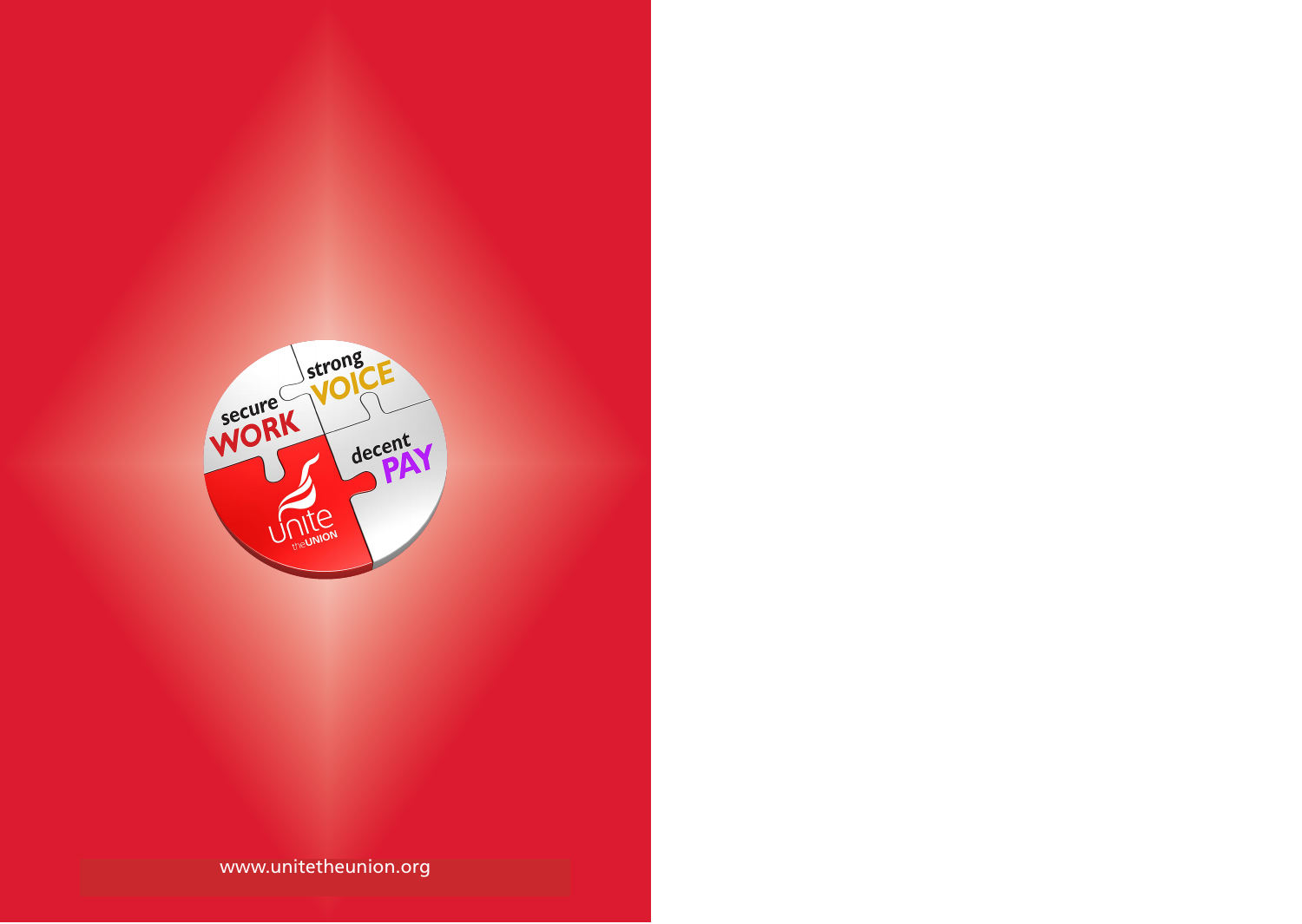secure WORK

strong VOICE

decent PAY

unite the UNION

www.unitetheunion.org